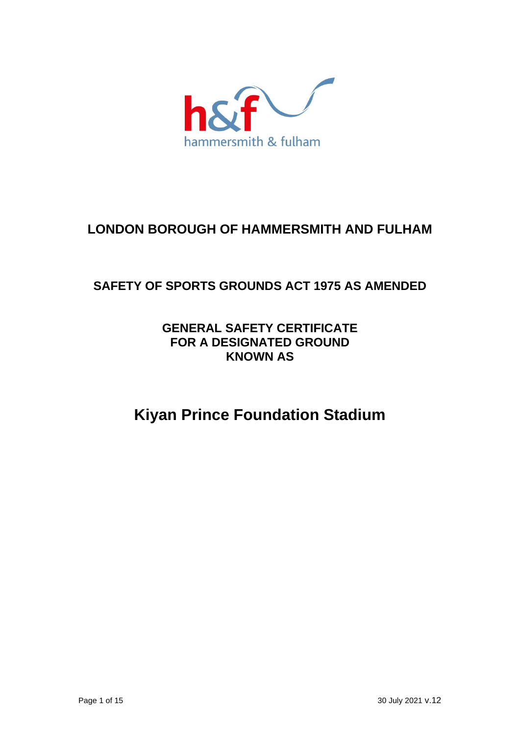hammersmith & fulham

# LONDON BOROUGH OF HAMMERSMITH AND FULHAM

## SAFETY OF SPORTS GROUNDS ACT 1975 AS AMENDED

### GENERAL SAFETY CERTIFICATE FOR A DESIGNATED GROUND KNOWN AS

# Kiyan Prince Foundation Stadium

30 July 2021 v.12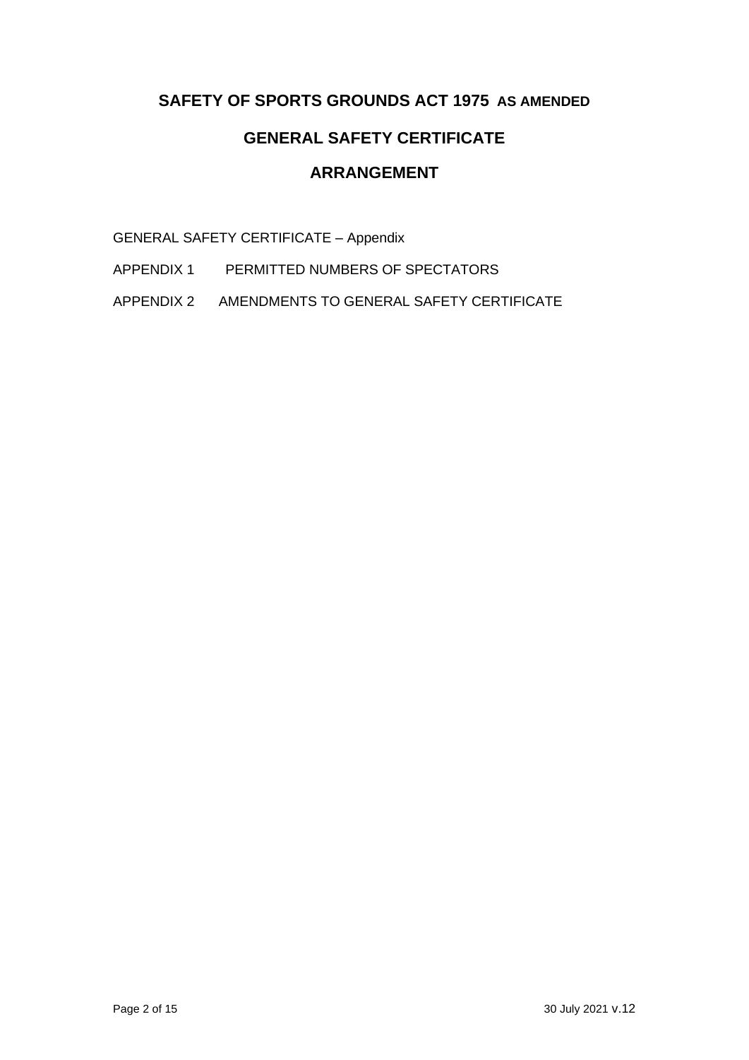## SAFETY OF SPORTS GROUNDS ACT 1975 AS AMENDED

## GENERAL SAFETY CERTIFICATE

## ARRANGEMENT

GENERAL SAFETY CERTIFICATE – Appendix

APPENDIX 1 PERMITTED NUMBERS OF SPECTATORS

APPENDIX 2 AMENDMENTS TO GENERAL SAFETY CERTIFICATE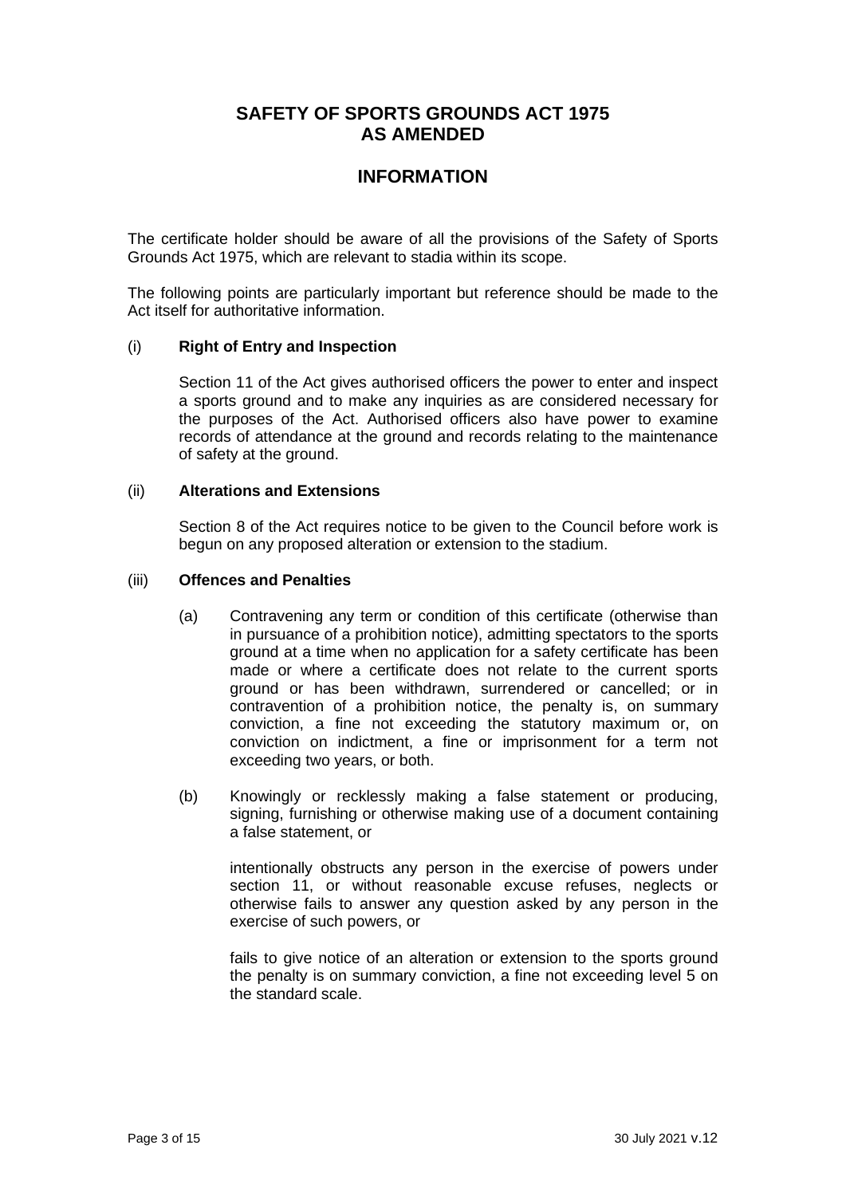# SAFETY OF SPORTS GROUNDS ACT 1975 AS AMENDED

## INFORMATION

The certificate holder should be aware of all the provisions of the Safety of Sports Grounds Act 1975, which are relevant to stadia within its scope.

The following points are particularly important but reference should be made to the Act itself for authoritative information.

(i) **Right of Entry and Inspection**

Section 11 of the Act gives authorised officers the power to enter and inspect a sports ground and to make any inquiries as are considered necessary for the purposes of the Act. Authorised officers also have power to examine records of attendance at the ground and records relating to the maintenance of safety at the ground.

(ii) **Alterations and Extensions**

Section 8 of the Act requires notice to be given to the Council before work is begun on any proposed alteration or extension to the stadium.

(iii) **Offences and Penalties**

(a) Contravening any term or condition of this certificate (otherwise than in pursuance of a prohibition notice), admitting spectators to the sports ground at a time when no application for a safety certificate has been made or where a certificate does not relate to the current sports ground or has been withdrawn, surrendered or cancelled; or in contravention of a prohibition notice, the penalty is, on summary conviction, a fine not exceeding the statutory maximum or, on conviction on indictment, a fine or imprisonment for a term not exceeding two years, or both.

(b) Knowingly or recklessly making a false statement or producing, signing, furnishing or otherwise making use of a document containing a false statement, or

intentionally obstructs any person in the exercise of powers under section 11, or without reasonable excuse refuses, neglects or otherwise fails to answer any question asked by any person in the exercise of such powers, or

fails to give notice of an alteration or extension to the sports ground the penalty is on summary conviction, a fine not exceeding level 5 on the standard scale.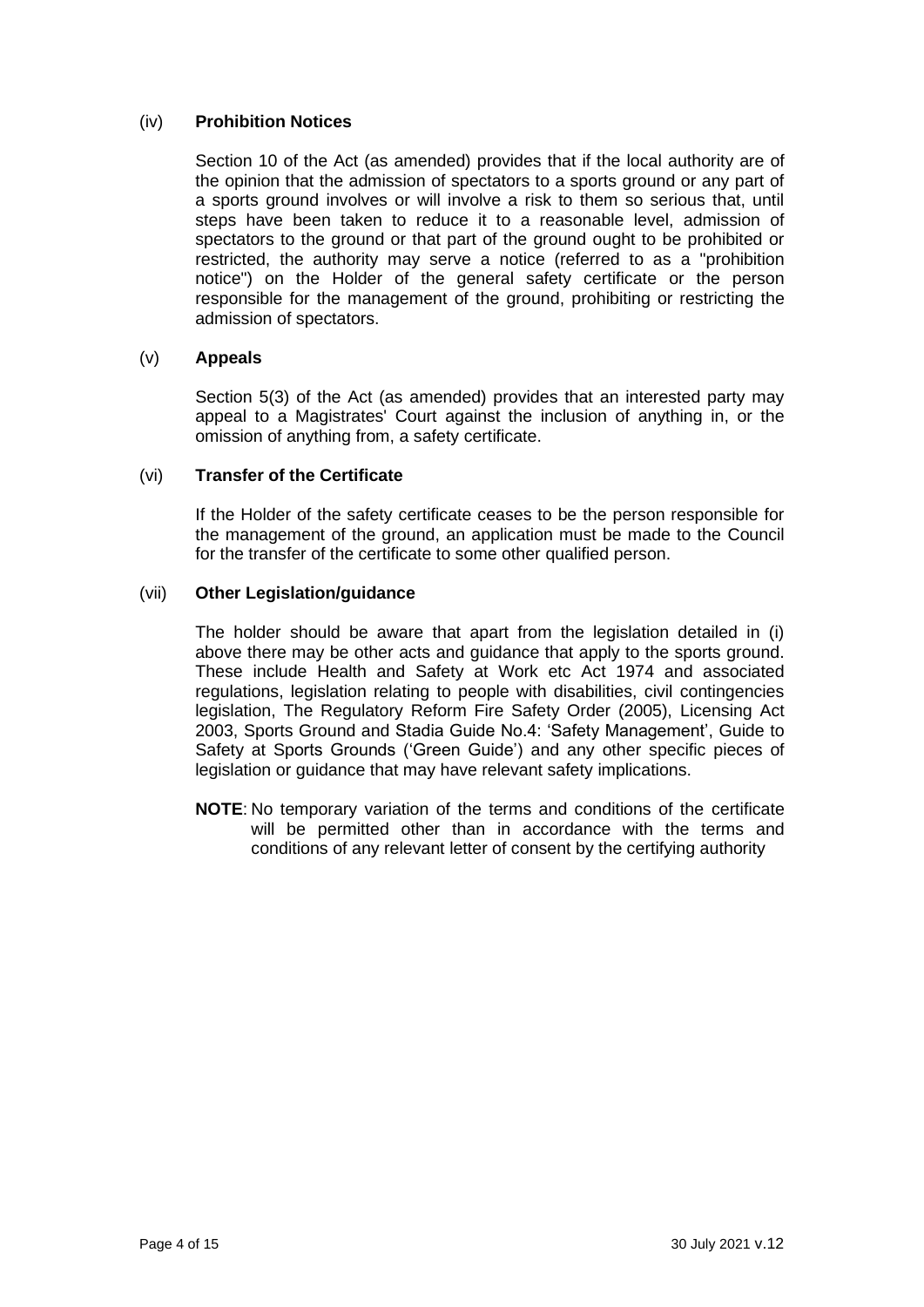### (iv) **Prohibition Notices**

Section 10 of the Act (as amended) provides that if the local authority are of the opinion that the admission of spectators to a sports ground or any part of a sports ground involves or will involve a risk to them so serious that, until steps have been taken to reduce it to a reasonable level, admission of spectators to the ground or that part of the ground ought to be prohibited or restricted, the authority may serve a notice (referred to as a "prohibition notice") on the Holder of the general safety certificate or the person responsible for the management of the ground, prohibiting or restricting the admission of spectators.

### (v) **Appeals**

Section 5(3) of the Act (as amended) provides that an interested party may appeal to a Magistrates' Court against the inclusion of anything in, or the omission of anything from, a safety certificate.

### (vi) **Transfer of the Certificate**

If the Holder of the safety certificate ceases to be the person responsible for the management of the ground, an application must be made to the Council for the transfer of the certificate to some other qualified person.

### (vii) **Other Legislation/guidance**

The holder should be aware that apart from the legislation detailed in (i) above there may be other acts and guidance that apply to the sports ground. These include Health and Safety at Work etc Act 1974 and associated regulations, legislation relating to people with disabilities, civil contingencies legislation, The Regulatory Reform Fire Safety Order (2005), Licensing Act 2003, Sports Ground and Stadia Guide No.4: 'Safety Management', Guide to Safety at Sports Grounds ('Green Guide') and any other specific pieces of legislation or guidance that may have relevant safety implications.

**NOTE**: No temporary variation of the terms and conditions of the certificate will be permitted other than in accordance with the terms and conditions of any relevant letter of consent by the certifying authority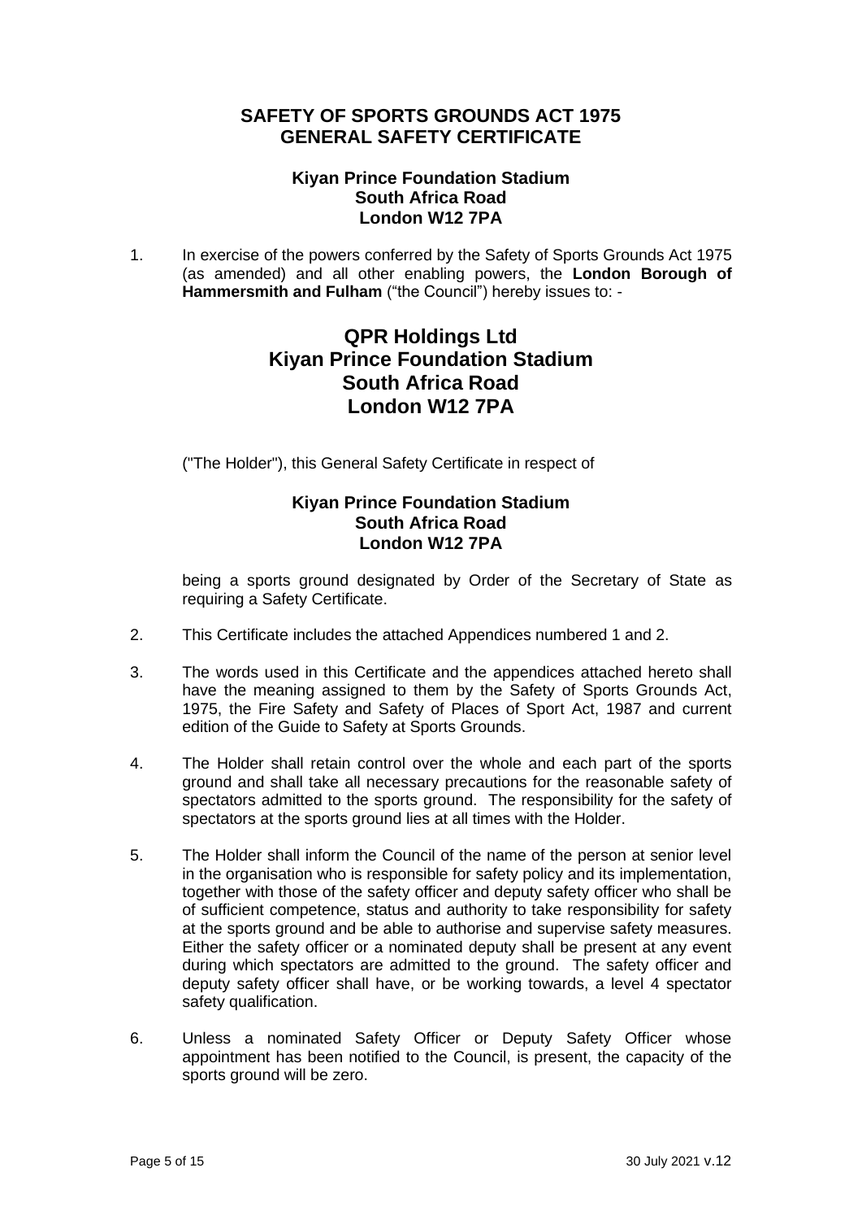# SAFETY OF SPORTS GROUNDS ACT 1975
# GENERAL SAFETY CERTIFICATE

### Kiyan Prince Foundation Stadium
### South Africa Road
### London W12 7PA

1. In exercise of the powers conferred by the Safety of Sports Grounds Act 1975 (as amended) and all other enabling powers, the **London Borough of Hammersmith and Fulham** ("the Council") hereby issues to: -

## QPR Holdings Ltd
## Kiyan Prince Foundation Stadium
## South Africa Road
## London W12 7PA

("The Holder"), this General Safety Certificate in respect of

### Kiyan Prince Foundation Stadium
### South Africa Road
### London W12 7PA

being a sports ground designated by Order of the Secretary of State as requiring a Safety Certificate.

2. This Certificate includes the attached Appendices numbered 1 and 2.

3. The words used in this Certificate and the appendices attached hereto shall have the meaning assigned to them by the Safety of Sports Grounds Act, 1975, the Fire Safety and Safety of Places of Sport Act, 1987 and current edition of the Guide to Safety at Sports Grounds.

4. The Holder shall retain control over the whole and each part of the sports ground and shall take all necessary precautions for the reasonable safety of spectators admitted to the sports ground. The responsibility for the safety of spectators at the sports ground lies at all times with the Holder.

5. The Holder shall inform the Council of the name of the person at senior level in the organisation who is responsible for safety policy and its implementation, together with those of the safety officer and deputy safety officer who shall be of sufficient competence, status and authority to take responsibility for safety at the sports ground and be able to authorise and supervise safety measures. Either the safety officer or a nominated deputy shall be present at any event during which spectators are admitted to the ground. The safety officer and deputy safety officer shall have, or be working towards, a level 4 spectator safety qualification.

6. Unless a nominated Safety Officer or Deputy Safety Officer whose appointment has been notified to the Council, is present, the capacity of the sports ground will be zero.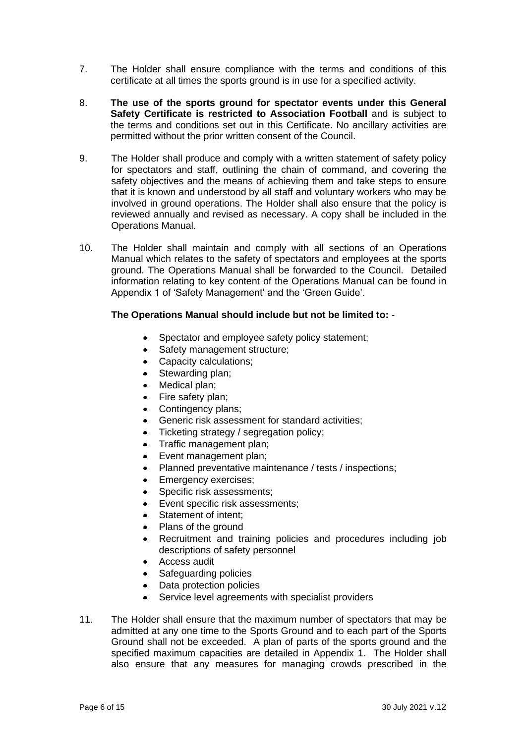7. The Holder shall ensure compliance with the terms and conditions of this certificate at all times the sports ground is in use for a specified activity.

8. **The use of the sports ground for spectator events under this General Safety Certificate is restricted to Association Football** and is subject to the terms and conditions set out in this Certificate. No ancillary activities are permitted without the prior written consent of the Council.

9. The Holder shall produce and comply with a written statement of safety policy for spectators and staff, outlining the chain of command, and covering the safety objectives and the means of achieving them and take steps to ensure that it is known and understood by all staff and voluntary workers who may be involved in ground operations. The Holder shall also ensure that the policy is reviewed annually and revised as necessary. A copy shall be included in the Operations Manual.

10. The Holder shall maintain and comply with all sections of an Operations Manual which relates to the safety of spectators and employees at the sports ground. The Operations Manual shall be forwarded to the Council. Detailed information relating to key content of the Operations Manual can be found in Appendix 1 of 'Safety Management' and the 'Green Guide'.

    **The Operations Manual should include but not be limited to:** -

    - Spectator and employee safety policy statement;
    - Safety management structure;
    - Capacity calculations;
    - Stewarding plan;
    - Medical plan;
    - Fire safety plan;
    - Contingency plans;
    - Generic risk assessment for standard activities;
    - Ticketing strategy / segregation policy;
    - Traffic management plan;
    - Event management plan;
    - Planned preventative maintenance / tests / inspections;
    - Emergency exercises;
    - Specific risk assessments;
    - Event specific risk assessments;
    - Statement of intent;
    - Plans of the ground
    - Recruitment and training policies and procedures including job descriptions of safety personnel
    - Access audit
    - Safeguarding policies
    - Data protection policies
    - Service level agreements with specialist providers

11. The Holder shall ensure that the maximum number of spectators that may be admitted at any one time to the Sports Ground and to each part of the Sports Ground shall not be exceeded. A plan of parts of the sports ground and the specified maximum capacities are detailed in Appendix 1. The Holder shall also ensure that any measures for managing crowds prescribed in the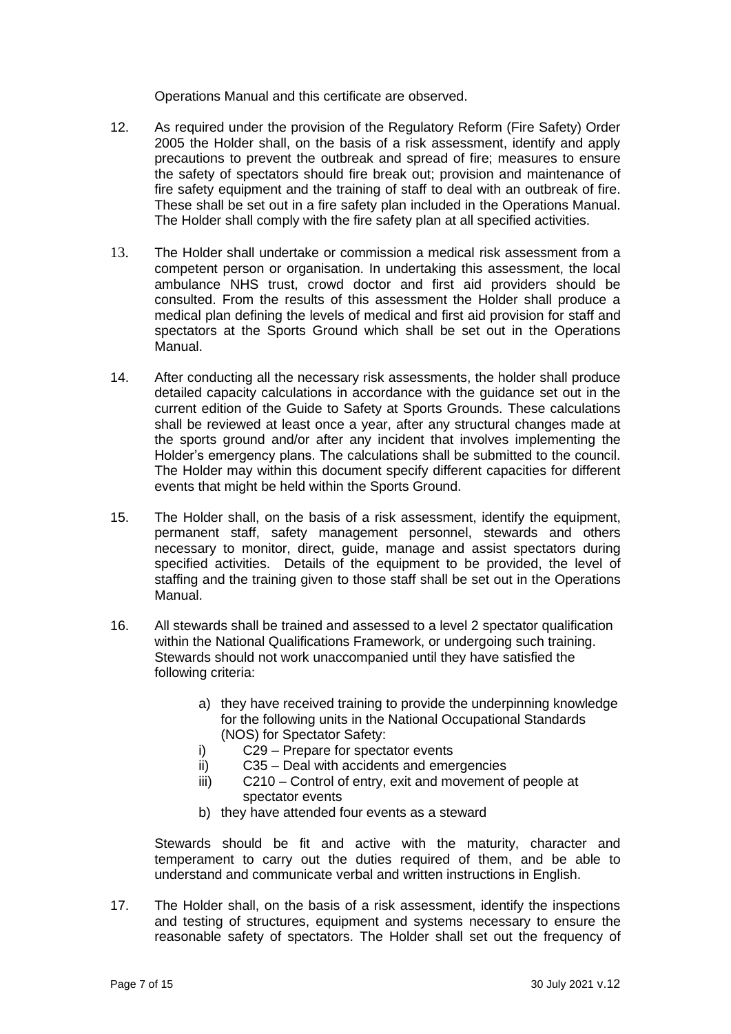Operations Manual and this certificate are observed.

12. As required under the provision of the Regulatory Reform (Fire Safety) Order 2005 the Holder shall, on the basis of a risk assessment, identify and apply precautions to prevent the outbreak and spread of fire; measures to ensure the safety of spectators should fire break out; provision and maintenance of fire safety equipment and the training of staff to deal with an outbreak of fire. These shall be set out in a fire safety plan included in the Operations Manual. The Holder shall comply with the fire safety plan at all specified activities.

13. The Holder shall undertake or commission a medical risk assessment from a competent person or organisation. In undertaking this assessment, the local ambulance NHS trust, crowd doctor and first aid providers should be consulted. From the results of this assessment the Holder shall produce a medical plan defining the levels of medical and first aid provision for staff and spectators at the Sports Ground which shall be set out in the Operations Manual.

14. After conducting all the necessary risk assessments, the holder shall produce detailed capacity calculations in accordance with the guidance set out in the current edition of the Guide to Safety at Sports Grounds. These calculations shall be reviewed at least once a year, after any structural changes made at the sports ground and/or after any incident that involves implementing the Holder's emergency plans. The calculations shall be submitted to the council. The Holder may within this document specify different capacities for different events that might be held within the Sports Ground.

15. The Holder shall, on the basis of a risk assessment, identify the equipment, permanent staff, safety management personnel, stewards and others necessary to monitor, direct, guide, manage and assist spectators during specified activities. Details of the equipment to be provided, the level of staffing and the training given to those staff shall be set out in the Operations Manual.

16. All stewards shall be trained and assessed to a level 2 spectator qualification within the National Qualifications Framework, or undergoing such training. Stewards should not work unaccompanied until they have satisfied the following criteria:

    a) they have received training to provide the underpinning knowledge for the following units in the National Occupational Standards (NOS) for Spectator Safety:
       i) C29 – Prepare for spectator events
       ii) C35 – Deal with accidents and emergencies
       iii) C210 – Control of entry, exit and movement of people at spectator events
    b) they have attended four events as a steward

    Stewards should be fit and active with the maturity, character and temperament to carry out the duties required of them, and be able to understand and communicate verbal and written instructions in English.

17. The Holder shall, on the basis of a risk assessment, identify the inspections and testing of structures, equipment and systems necessary to ensure the reasonable safety of spectators. The Holder shall set out the frequency of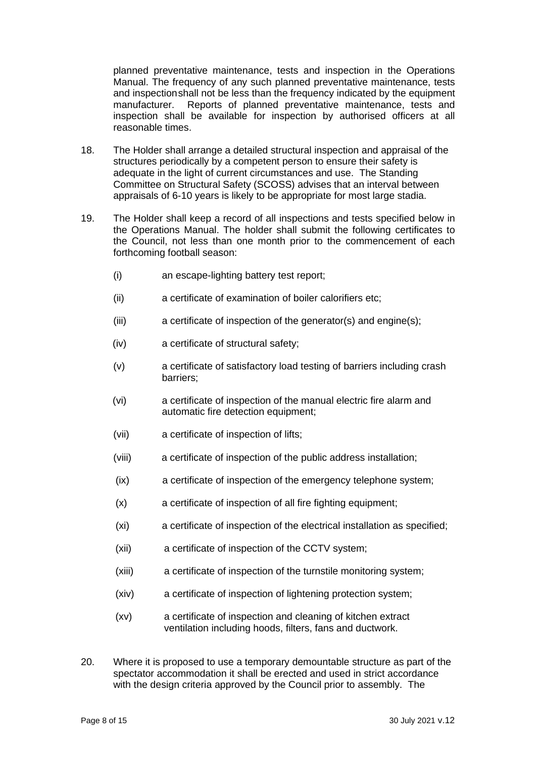planned preventative maintenance, tests and inspection in the Operations Manual. The frequency of any such planned preventative maintenance, tests and inspection shall not be less than the frequency indicated by the equipment manufacturer. Reports of planned preventative maintenance, tests and inspection shall be available for inspection by authorised officers at all reasonable times.

18. The Holder shall arrange a detailed structural inspection and appraisal of the structures periodically by a competent person to ensure their safety is adequate in the light of current circumstances and use. The Standing Committee on Structural Safety (SCOSS) advises that an interval between appraisals of 6-10 years is likely to be appropriate for most large stadia.

19. The Holder shall keep a record of all inspections and tests specified below in the Operations Manual. The holder shall submit the following certificates to the Council, not less than one month prior to the commencement of each forthcoming football season:

    (i) an escape-lighting battery test report;

    (ii) a certificate of examination of boiler calorifiers etc;

    (iii) a certificate of inspection of the generator(s) and engine(s);

    (iv) a certificate of structural safety;

    (v) a certificate of satisfactory load testing of barriers including crash barriers;

    (vi) a certificate of inspection of the manual electric fire alarm and automatic fire detection equipment;

    (vii) a certificate of inspection of lifts;

    (viii) a certificate of inspection of the public address installation;

    (ix) a certificate of inspection of the emergency telephone system;

    (x) a certificate of inspection of all fire fighting equipment;

    (xi) a certificate of inspection of the electrical installation as specified;

    (xii) a certificate of inspection of the CCTV system;

    (xiii) a certificate of inspection of the turnstile monitoring system;

    (xiv) a certificate of inspection of lightening protection system;

    (xv) a certificate of inspection and cleaning of kitchen extract ventilation including hoods, filters, fans and ductwork.

20. Where it is proposed to use a temporary demountable structure as part of the spectator accommodation it shall be erected and used in strict accordance with the design criteria approved by the Council prior to assembly. The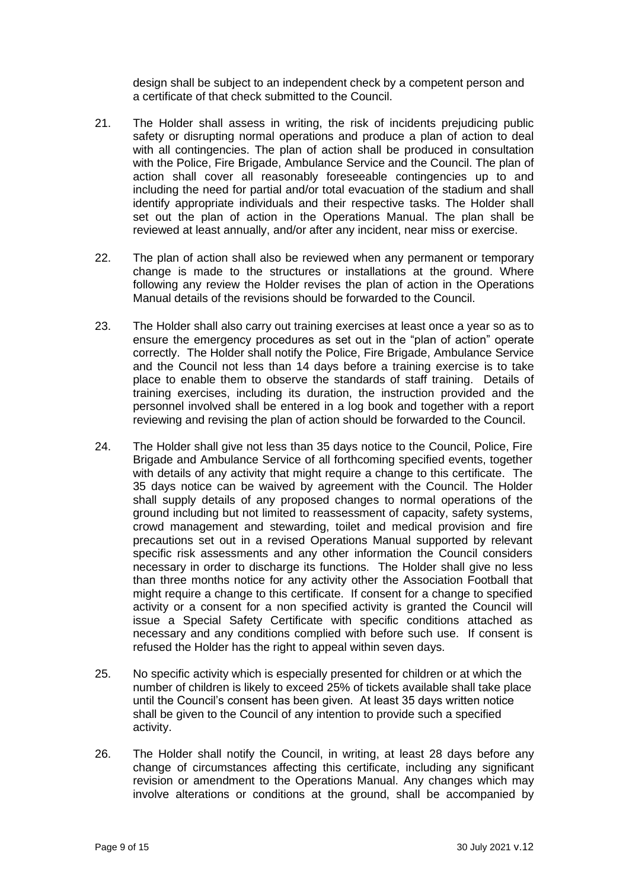design shall be subject to an independent check by a competent person and a certificate of that check submitted to the Council.

21. The Holder shall assess in writing, the risk of incidents prejudicing public safety or disrupting normal operations and produce a plan of action to deal with all contingencies. The plan of action shall be produced in consultation with the Police, Fire Brigade, Ambulance Service and the Council. The plan of action shall cover all reasonably foreseeable contingencies up to and including the need for partial and/or total evacuation of the stadium and shall identify appropriate individuals and their respective tasks. The Holder shall set out the plan of action in the Operations Manual. The plan shall be reviewed at least annually, and/or after any incident, near miss or exercise.

22. The plan of action shall also be reviewed when any permanent or temporary change is made to the structures or installations at the ground. Where following any review the Holder revises the plan of action in the Operations Manual details of the revisions should be forwarded to the Council.

23. The Holder shall also carry out training exercises at least once a year so as to ensure the emergency procedures as set out in the "plan of action" operate correctly. The Holder shall notify the Police, Fire Brigade, Ambulance Service and the Council not less than 14 days before a training exercise is to take place to enable them to observe the standards of staff training. Details of training exercises, including its duration, the instruction provided and the personnel involved shall be entered in a log book and together with a report reviewing and revising the plan of action should be forwarded to the Council.

24. The Holder shall give not less than 35 days notice to the Council, Police, Fire Brigade and Ambulance Service of all forthcoming specified events, together with details of any activity that might require a change to this certificate. The 35 days notice can be waived by agreement with the Council. The Holder shall supply details of any proposed changes to normal operations of the ground including but not limited to reassessment of capacity, safety systems, crowd management and stewarding, toilet and medical provision and fire precautions set out in a revised Operations Manual supported by relevant specific risk assessments and any other information the Council considers necessary in order to discharge its functions. The Holder shall give no less than three months notice for any activity other the Association Football that might require a change to this certificate. If consent for a change to specified activity or a consent for a non specified activity is granted the Council will issue a Special Safety Certificate with specific conditions attached as necessary and any conditions complied with before such use. If consent is refused the Holder has the right to appeal within seven days.

25. No specific activity which is especially presented for children or at which the number of children is likely to exceed 25% of tickets available shall take place until the Council's consent has been given. At least 35 days written notice shall be given to the Council of any intention to provide such a specified activity.

26. The Holder shall notify the Council, in writing, at least 28 days before any change of circumstances affecting this certificate, including any significant revision or amendment to the Operations Manual. Any changes which may involve alterations or conditions at the ground, shall be accompanied by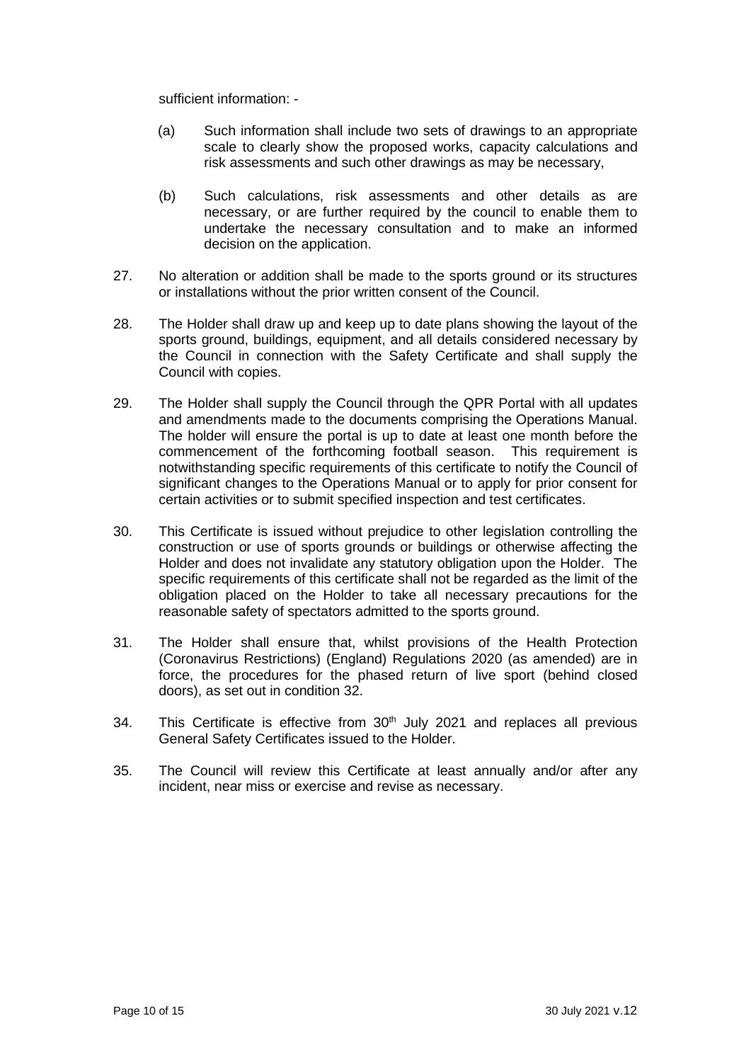sufficient information: -

(a) Such information shall include two sets of drawings to an appropriate scale to clearly show the proposed works, capacity calculations and risk assessments and such other drawings as may be necessary,

(b) Such calculations, risk assessments and other details as are necessary, or are further required by the council to enable them to undertake the necessary consultation and to make an informed decision on the application.

27. No alteration or addition shall be made to the sports ground or its structures or installations without the prior written consent of the Council.

28. The Holder shall draw up and keep up to date plans showing the layout of the sports ground, buildings, equipment, and all details considered necessary by the Council in connection with the Safety Certificate and shall supply the Council with copies.

29. The Holder shall supply the Council through the QPR Portal with all updates and amendments made to the documents comprising the Operations Manual. The holder will ensure the portal is up to date at least one month before the commencement of the forthcoming football season. This requirement is notwithstanding specific requirements of this certificate to notify the Council of significant changes to the Operations Manual or to apply for prior consent for certain activities or to submit specified inspection and test certificates.

30. This Certificate is issued without prejudice to other legislation controlling the construction or use of sports grounds or buildings or otherwise affecting the Holder and does not invalidate any statutory obligation upon the Holder. The specific requirements of this certificate shall not be regarded as the limit of the obligation placed on the Holder to take all necessary precautions for the reasonable safety of spectators admitted to the sports ground.

31. The Holder shall ensure that, whilst provisions of the Health Protection (Coronavirus Restrictions) (England) Regulations 2020 (as amended) are in force, the procedures for the phased return of live sport (behind closed doors), as set out in condition 32.

34. This Certificate is effective from 30th July 2021 and replaces all previous General Safety Certificates issued to the Holder.

35. The Council will review this Certificate at least annually and/or after any incident, near miss or exercise and revise as necessary.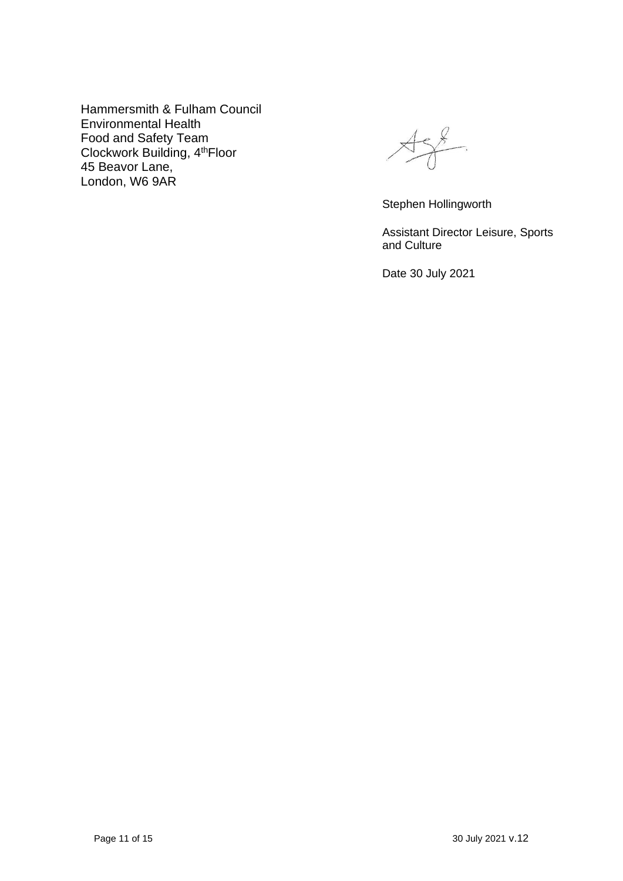Hammersmith & Fulham Council
Environmental Health
Food and Safety Team
Clockwork Building, 4th Floor
45 Beavor Lane,
London, W6 9AR

Stephen Hollingworth

Assistant Director Leisure, Sports and Culture

Date 30 July 2021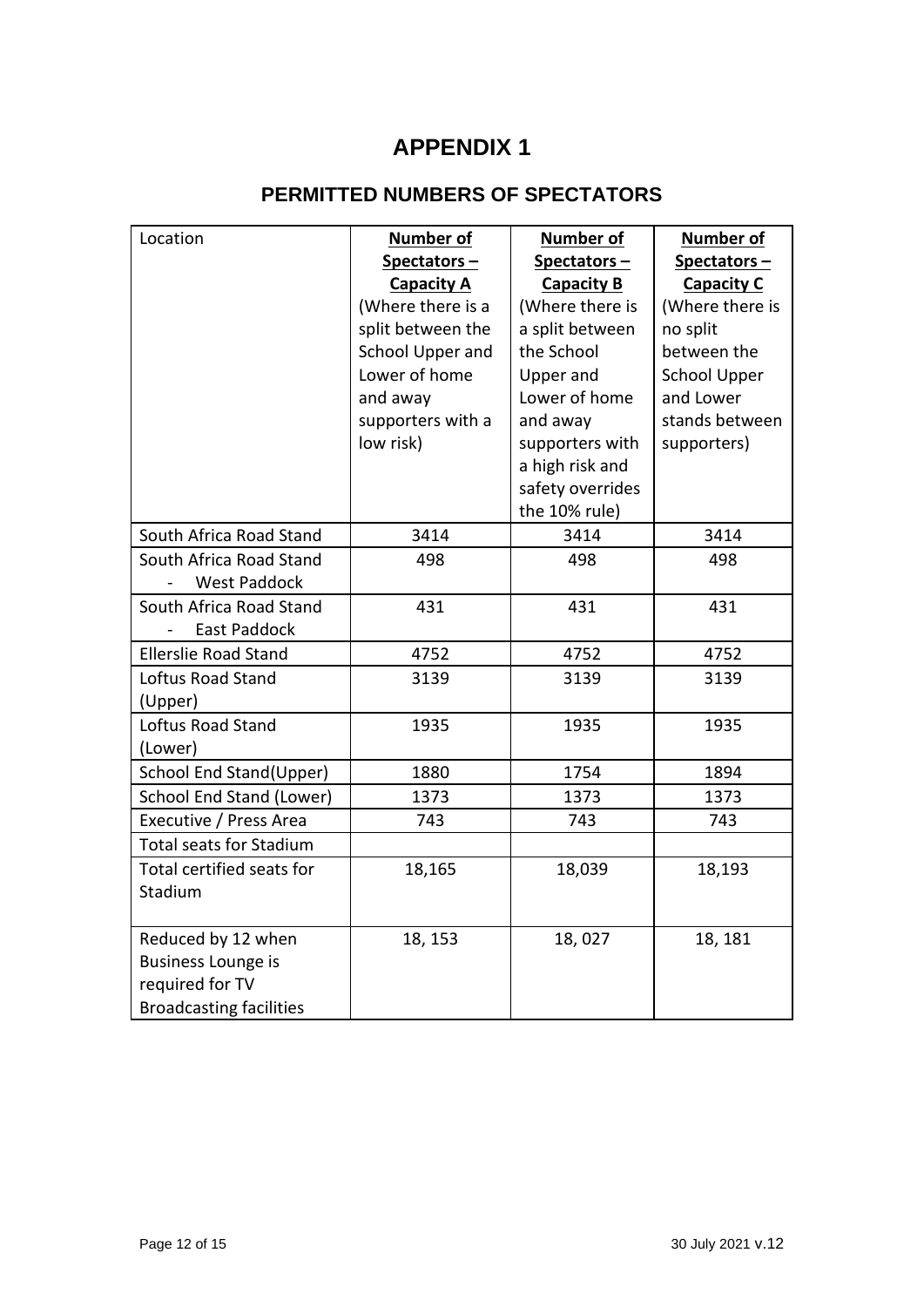# APPENDIX 1

## PERMITTED NUMBERS OF SPECTATORS

| Location | **Number of Spectators – Capacity A** (Where there is a split between the School Upper and Lower of home and away supporters with a low risk) | **Number of Spectators – Capacity B** (Where there is a split between the School Upper and Lower of home and away supporters with a high risk and safety overrides the 10% rule) | **Number of Spectators – Capacity C** (Where there is no split between the School Upper and Lower stands between supporters) |
|---|---|---|---|
| South Africa Road Stand | 3414 | 3414 | 3414 |
| South Africa Road Stand - West Paddock | 498 | 498 | 498 |
| South Africa Road Stand - East Paddock | 431 | 431 | 431 |
| Ellerslie Road Stand | 4752 | 4752 | 4752 |
| Loftus Road Stand (Upper) | 3139 | 3139 | 3139 |
| Loftus Road Stand (Lower) | 1935 | 1935 | 1935 |
| School End Stand(Upper) | 1880 | 1754 | 1894 |
| School End Stand (Lower) | 1373 | 1373 | 1373 |
| Executive / Press Area | 743 | 743 | 743 |
| Total seats for Stadium | | | |
| Total certified seats for Stadium | 18,165 | 18,039 | 18,193 |
| Reduced by 12 when Business Lounge is required for TV Broadcasting facilities | 18, 153 | 18, 027 | 18, 181 |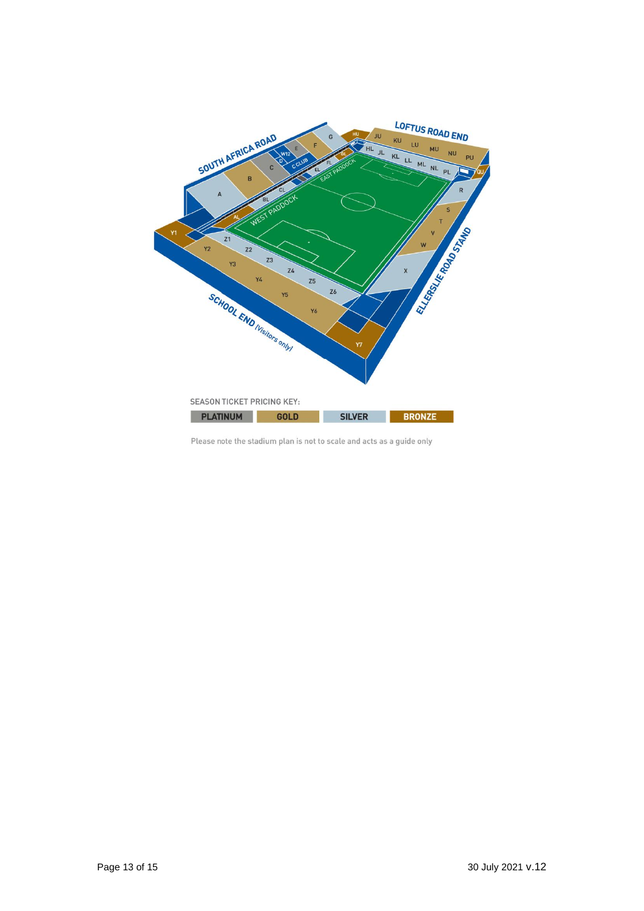SEASON TICKET PRICING KEY:

| PLATINUM | GOLD | SILVER | BRONZE |
| --- | --- | --- | --- |

Please note the stadium plan is not to scale and acts as a guide only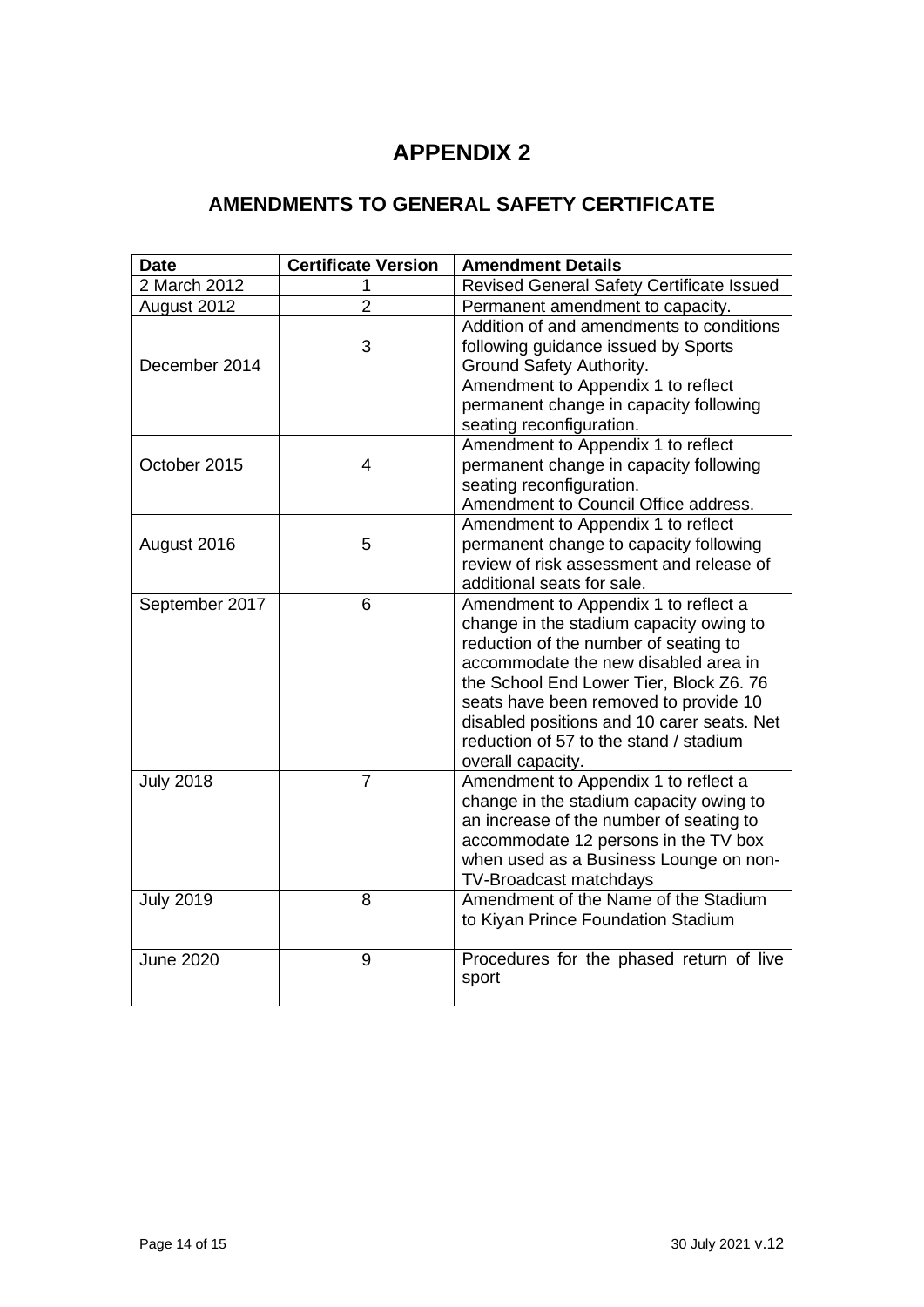# APPENDIX 2

## AMENDMENTS TO GENERAL SAFETY CERTIFICATE

| Date | Certificate Version | Amendment Details |
|---|---|---|
| 2 March 2012 | 1 | Revised General Safety Certificate Issued |
| August 2012 | 2 | Permanent amendment to capacity. |
| December 2014 | 3 | Addition of and amendments to conditions following guidance issued by Sports Ground Safety Authority. Amendment to Appendix 1 to reflect permanent change in capacity following seating reconfiguration. |
| October 2015 | 4 | Amendment to Appendix 1 to reflect permanent change in capacity following seating reconfiguration. Amendment to Council Office address. |
| August 2016 | 5 | Amendment to Appendix 1 to reflect permanent change to capacity following review of risk assessment and release of additional seats for sale. |
| September 2017 | 6 | Amendment to Appendix 1 to reflect a change in the stadium capacity owing to reduction of the number of seating to accommodate the new disabled area in the School End Lower Tier, Block Z6. 76 seats have been removed to provide 10 disabled positions and 10 carer seats. Net reduction of 57 to the stand / stadium overall capacity. |
| July 2018 | 7 | Amendment to Appendix 1 to reflect a change in the stadium capacity owing to an increase of the number of seating to accommodate 12 persons in the TV box when used as a Business Lounge on non-TV-Broadcast matchdays |
| July 2019 | 8 | Amendment of the Name of the Stadium to Kiyan Prince Foundation Stadium |
| June 2020 | 9 | Procedures for the phased return of live sport |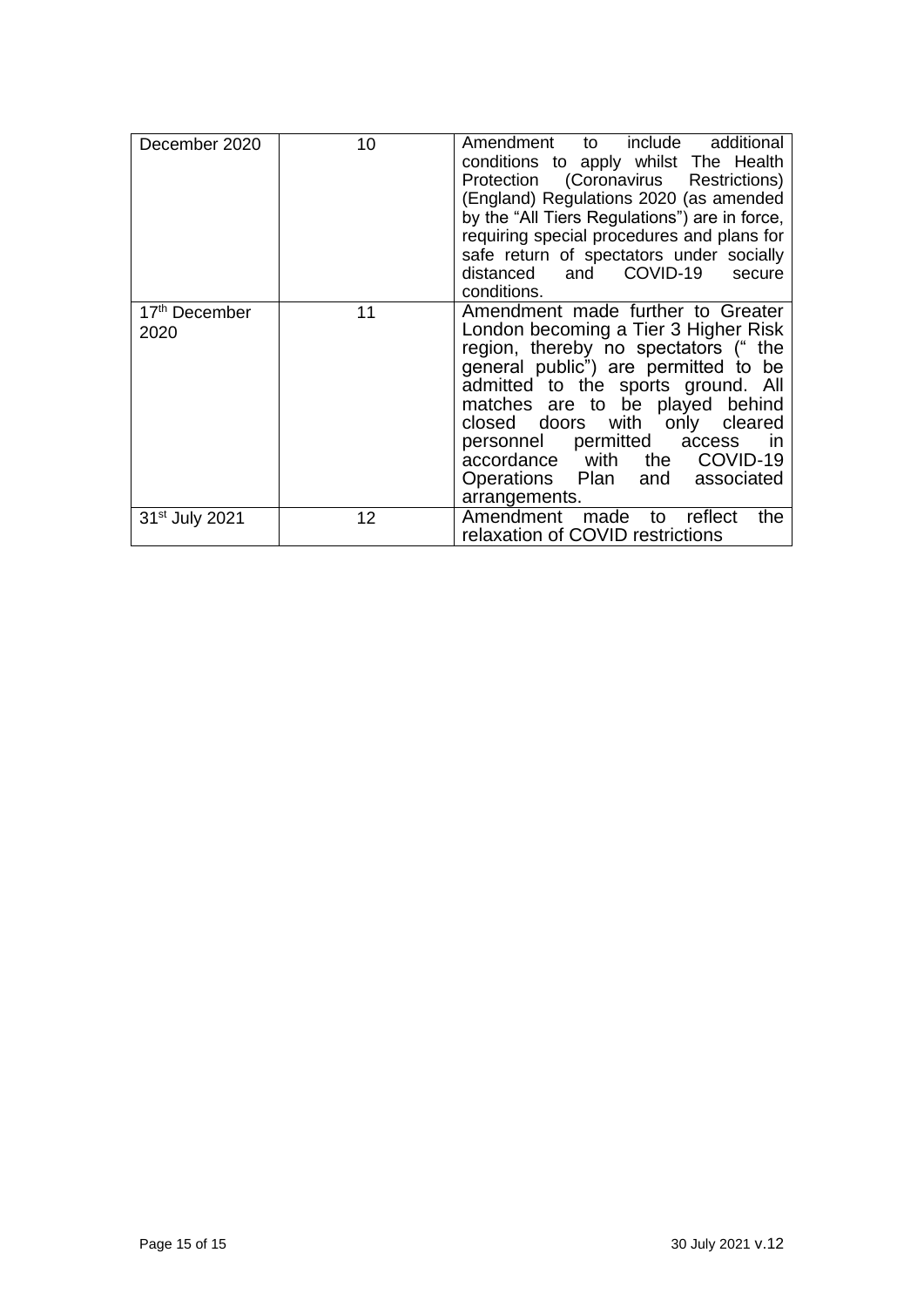| | | |
|---|---|---|
| December 2020 | 10 | Amendment to include additional conditions to apply whilst The Health Protection (Coronavirus Restrictions) (England) Regulations 2020 (as amended by the "All Tiers Regulations") are in force, requiring special procedures and plans for safe return of spectators under socially distanced and COVID-19 secure conditions. |
| 17th December 2020 | 11 | Amendment made further to Greater London becoming a Tier 3 Higher Risk region, thereby no spectators (" the general public") are permitted to be admitted to the sports ground. All matches are to be played behind closed doors with only cleared personnel permitted access in accordance with the COVID-19 Operations Plan and associated arrangements. |
| 31st July 2021 | 12 | Amendment made to reflect the relaxation of COVID restrictions |